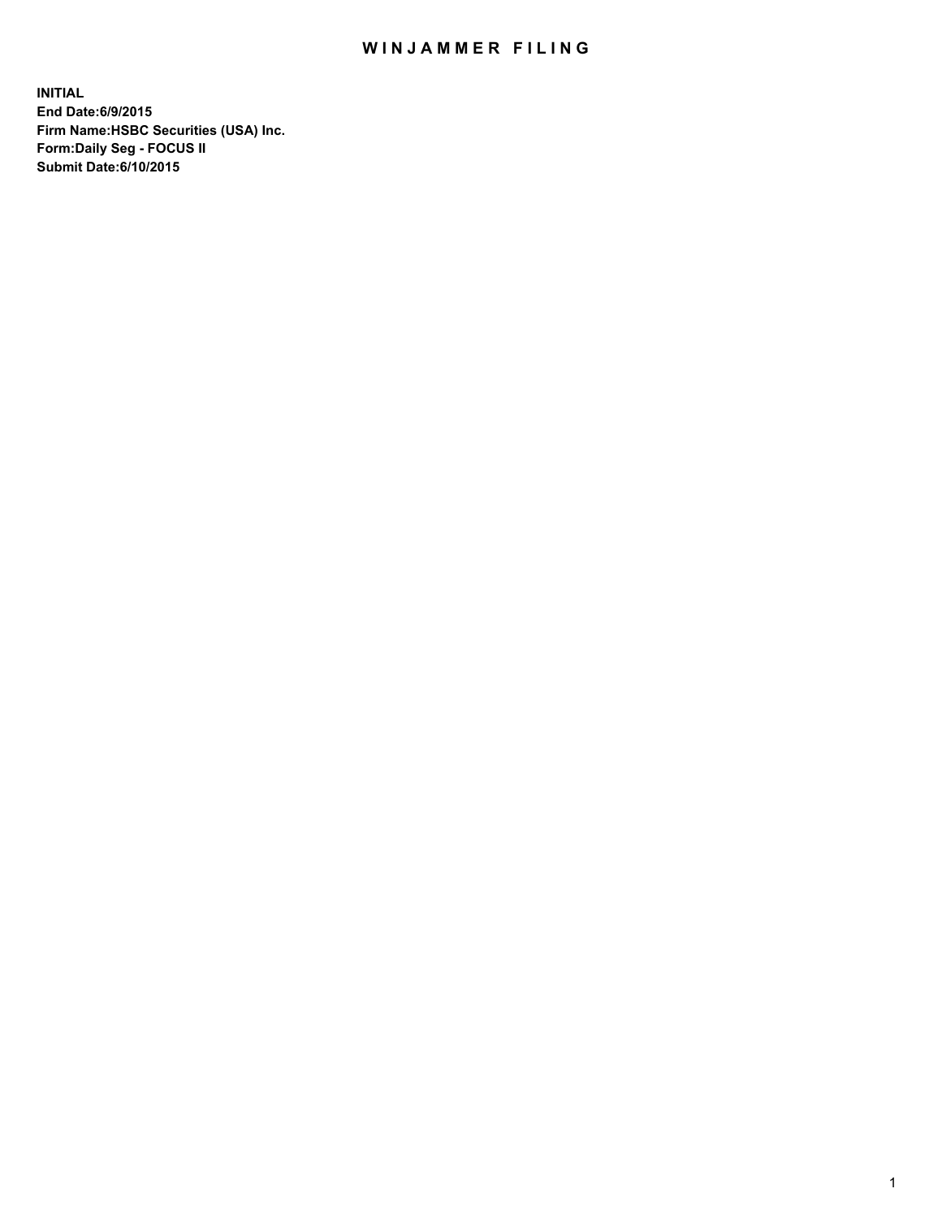# WINJAMMER FILING

**INITIAL**
**End Date:6/9/2015**
**Firm Name:HSBC Securities (USA) Inc.**
**Form:Daily Seg - FOCUS II**
**Submit Date:6/10/2015**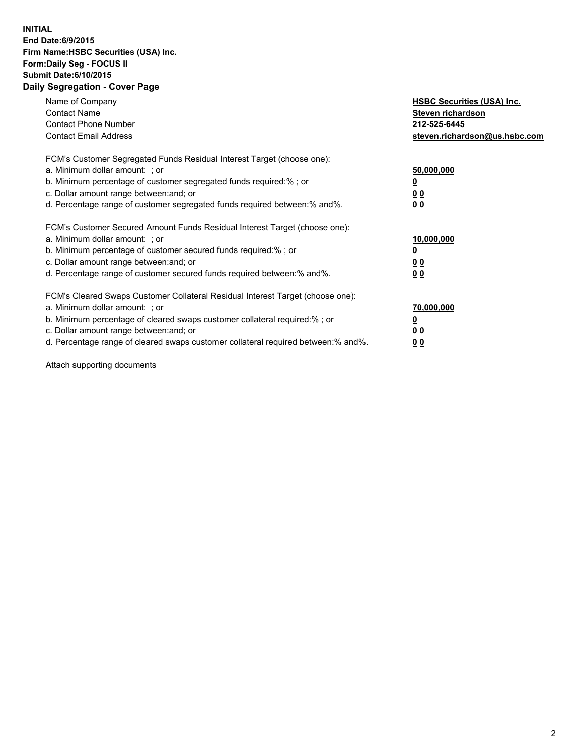**INITIAL**
**End Date:6/9/2015**
**Firm Name:HSBC Securities (USA) Inc.**
**Form:Daily Seg - FOCUS II**
**Submit Date:6/10/2015**

## Daily Segregation - Cover Page

| | |
|---|---|
| Name of Company | **HSBC Securities (USA) Inc.** |
| Contact Name | **Steven richardson** |
| Contact Phone Number | **212-525-6445** |
| Contact Email Address | **steven.richardson@us.hsbc.com** |

FCM's Customer Segregated Funds Residual Interest Target (choose one):

| | |
|---|---|
| a. Minimum dollar amount: ; or | **50,000,000** |
| b. Minimum percentage of customer segregated funds required:% ; or | **0** |
| c. Dollar amount range between:and; or | **0 0** |
| d. Percentage range of customer segregated funds required between:% and%. | **0 0** |

FCM's Customer Secured Amount Funds Residual Interest Target (choose one):

| | |
|---|---|
| a. Minimum dollar amount: ; or | **10,000,000** |
| b. Minimum percentage of customer secured funds required:% ; or | **0** |
| c. Dollar amount range between:and; or | **0 0** |
| d. Percentage range of customer secured funds required between:% and%. | **0 0** |

FCM's Cleared Swaps Customer Collateral Residual Interest Target (choose one):

| | |
|---|---|
| a. Minimum dollar amount: ; or | **70,000,000** |
| b. Minimum percentage of cleared swaps customer collateral required:% ; or | **0** |
| c. Dollar amount range between:and; or | **0 0** |
| d. Percentage range of cleared swaps customer collateral required between:% and%. | **0 0** |

Attach supporting documents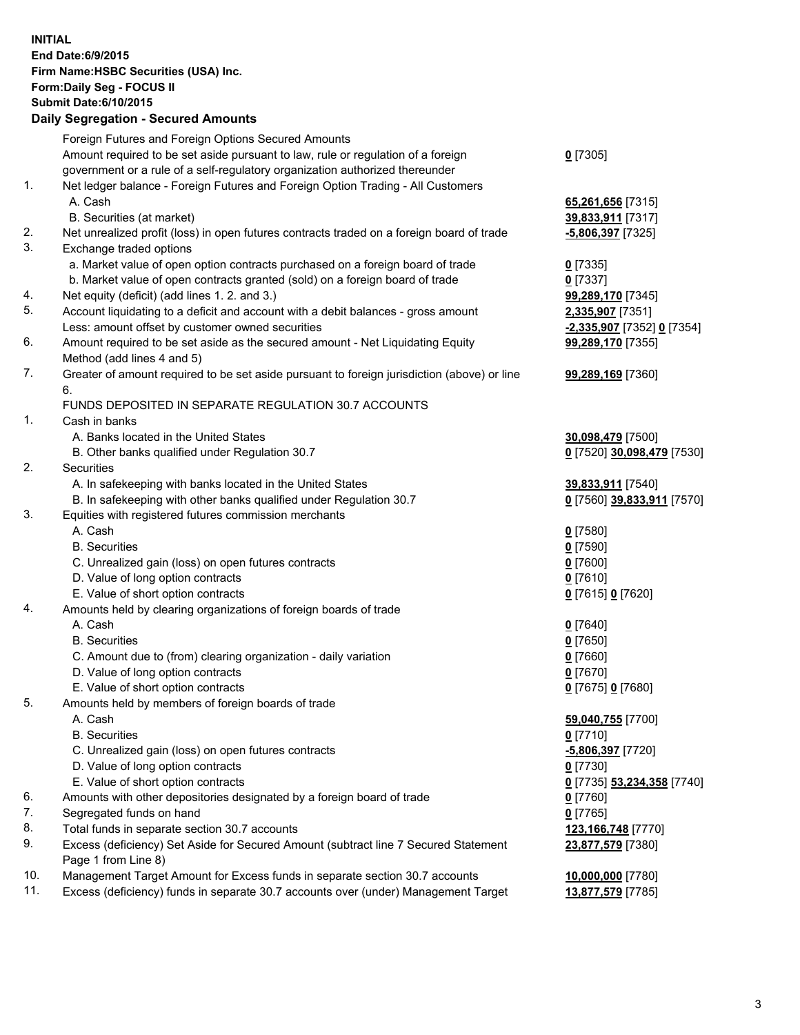**INITIAL**
**End Date:6/9/2015**
**Firm Name:HSBC Securities (USA) Inc.**
**Form:Daily Seg - FOCUS II**
**Submit Date:6/10/2015**

## Daily Segregation - Secured Amounts

| | | |
|---|---|---|
| | Foreign Futures and Foreign Options Secured Amounts | |
| | Amount required to be set aside pursuant to law, rule or regulation of a foreign government or a rule of a self-regulatory organization authorized thereunder | 0 [7305] |
| 1. | Net ledger balance - Foreign Futures and Foreign Option Trading - All Customers | |
| | A. Cash | 65,261,656 [7315] |
| | B. Securities (at market) | 39,833,911 [7317] |
| 2. | Net unrealized profit (loss) in open futures contracts traded on a foreign board of trade | -5,806,397 [7325] |
| 3. | Exchange traded options | |
| | a. Market value of open option contracts purchased on a foreign board of trade | 0 [7335] |
| | b. Market value of open contracts granted (sold) on a foreign board of trade | 0 [7337] |
| 4. | Net equity (deficit) (add lines 1. 2. and 3.) | 99,289,170 [7345] |
| 5. | Account liquidating to a deficit and account with a debit balances - gross amount | 2,335,907 [7351] |
| | Less: amount offset by customer owned securities | -2,335,907 [7352] 0 [7354] |
| 6. | Amount required to be set aside as the secured amount - Net Liquidating Equity Method (add lines 4 and 5) | 99,289,170 [7355] |
| 7. | Greater of amount required to be set aside pursuant to foreign jurisdiction (above) or line 6. | 99,289,169 [7360] |
| | FUNDS DEPOSITED IN SEPARATE REGULATION 30.7 ACCOUNTS | |
| 1. | Cash in banks | |
| | A. Banks located in the United States | 30,098,479 [7500] |
| | B. Other banks qualified under Regulation 30.7 | 0 [7520] 30,098,479 [7530] |
| 2. | Securities | |
| | A. In safekeeping with banks located in the United States | 39,833,911 [7540] |
| | B. In safekeeping with other banks qualified under Regulation 30.7 | 0 [7560] 39,833,911 [7570] |
| 3. | Equities with registered futures commission merchants | |
| | A. Cash | 0 [7580] |
| | B. Securities | 0 [7590] |
| | C. Unrealized gain (loss) on open futures contracts | 0 [7600] |
| | D. Value of long option contracts | 0 [7610] |
| | E. Value of short option contracts | 0 [7615] 0 [7620] |
| 4. | Amounts held by clearing organizations of foreign boards of trade | |
| | A. Cash | 0 [7640] |
| | B. Securities | 0 [7650] |
| | C. Amount due to (from) clearing organization - daily variation | 0 [7660] |
| | D. Value of long option contracts | 0 [7670] |
| | E. Value of short option contracts | 0 [7675] 0 [7680] |
| 5. | Amounts held by members of foreign boards of trade | |
| | A. Cash | 59,040,755 [7700] |
| | B. Securities | 0 [7710] |
| | C. Unrealized gain (loss) on open futures contracts | -5,806,397 [7720] |
| | D. Value of long option contracts | 0 [7730] |
| | E. Value of short option contracts | 0 [7735] 53,234,358 [7740] |
| 6. | Amounts with other depositories designated by a foreign board of trade | 0 [7760] |
| 7. | Segregated funds on hand | 0 [7765] |
| 8. | Total funds in separate section 30.7 accounts | 123,166,748 [7770] |
| 9. | Excess (deficiency) Set Aside for Secured Amount (subtract line 7 Secured Statement Page 1 from Line 8) | 23,877,579 [7380] |
| 10. | Management Target Amount for Excess funds in separate section 30.7 accounts | 10,000,000 [7780] |
| 11. | Excess (deficiency) funds in separate 30.7 accounts over (under) Management Target | 13,877,579 [7785] |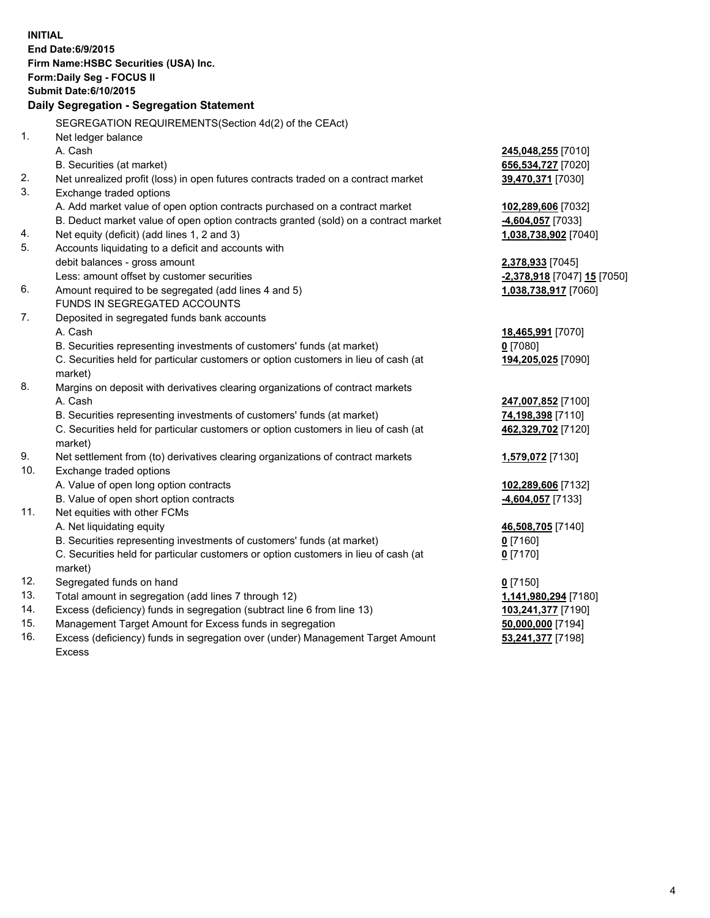**INITIAL**
**End Date:6/9/2015**
**Firm Name:HSBC Securities (USA) Inc.**
**Form:Daily Seg - FOCUS II**
**Submit Date:6/10/2015**

## Daily Segregation - Segregation Statement

SEGREGATION REQUIREMENTS(Section 4d(2) of the CEAct)

| | | |
|---|---|---|
| 1. | Net ledger balance | |
| | A. Cash | **245,048,255** [7010] |
| | B. Securities (at market) | **656,534,727** [7020] |
| 2. | Net unrealized profit (loss) in open futures contracts traded on a contract market | **39,470,371** [7030] |
| 3. | Exchange traded options | |
| | A. Add market value of open option contracts purchased on a contract market | **102,289,606** [7032] |
| | B. Deduct market value of open option contracts granted (sold) on a contract market | **-4,604,057** [7033] |
| 4. | Net equity (deficit) (add lines 1, 2 and 3) | **1,038,738,902** [7040] |
| 5. | Accounts liquidating to a deficit and accounts with | |
| | debit balances - gross amount | **2,378,933** [7045] |
| | Less: amount offset by customer securities | **-2,378,918** [7047] **15** [7050] |
| 6. | Amount required to be segregated (add lines 4 and 5) | **1,038,738,917** [7060] |
| | FUNDS IN SEGREGATED ACCOUNTS | |
| 7. | Deposited in segregated funds bank accounts | |
| | A. Cash | **18,465,991** [7070] |
| | B. Securities representing investments of customers' funds (at market) | **0** [7080] |
| | C. Securities held for particular customers or option customers in lieu of cash (at market) | **194,205,025** [7090] |
| 8. | Margins on deposit with derivatives clearing organizations of contract markets | |
| | A. Cash | **247,007,852** [7100] |
| | B. Securities representing investments of customers' funds (at market) | **74,198,398** [7110] |
| | C. Securities held for particular customers or option customers in lieu of cash (at market) | **462,329,702** [7120] |
| 9. | Net settlement from (to) derivatives clearing organizations of contract markets | **1,579,072** [7130] |
| 10. | Exchange traded options | |
| | A. Value of open long option contracts | **102,289,606** [7132] |
| | B. Value of open short option contracts | **-4,604,057** [7133] |
| 11. | Net equities with other FCMs | |
| | A. Net liquidating equity | **46,508,705** [7140] |
| | B. Securities representing investments of customers' funds (at market) | **0** [7160] |
| | C. Securities held for particular customers or option customers in lieu of cash (at market) | **0** [7170] |
| 12. | Segregated funds on hand | **0** [7150] |
| 13. | Total amount in segregation (add lines 7 through 12) | **1,141,980,294** [7180] |
| 14. | Excess (deficiency) funds in segregation (subtract line 6 from line 13) | **103,241,377** [7190] |
| 15. | Management Target Amount for Excess funds in segregation | **50,000,000** [7194] |
| 16. | Excess (deficiency) funds in segregation over (under) Management Target Amount Excess | **53,241,377** [7198] |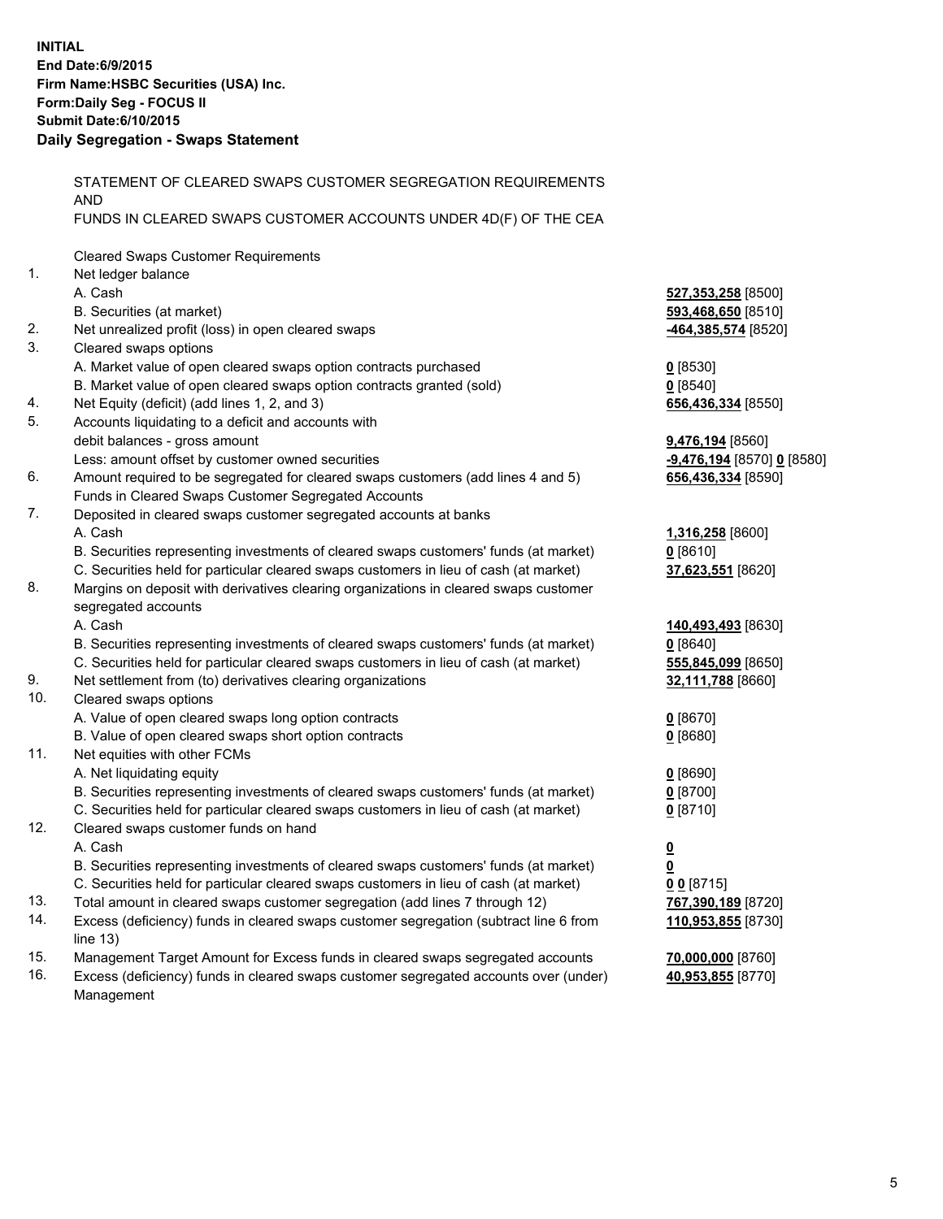**INITIAL**
**End Date:6/9/2015**
**Firm Name:HSBC Securities (USA) Inc.**
**Form:Daily Seg - FOCUS II**
**Submit Date:6/10/2015**
**Daily Segregation - Swaps Statement**

STATEMENT OF CLEARED SWAPS CUSTOMER SEGREGATION REQUIREMENTS AND FUNDS IN CLEARED SWAPS CUSTOMER ACCOUNTS UNDER 4D(F) OF THE CEA

| | | |
|---|---|---|
| | Cleared Swaps Customer Requirements | |
| 1. | Net ledger balance | |
| | A. Cash | **527,353,258** [8500] |
| | B. Securities (at market) | **593,468,650** [8510] |
| 2. | Net unrealized profit (loss) in open cleared swaps | **-464,385,574** [8520] |
| 3. | Cleared swaps options | |
| | A. Market value of open cleared swaps option contracts purchased | **0** [8530] |
| | B. Market value of open cleared swaps option contracts granted (sold) | **0** [8540] |
| 4. | Net Equity (deficit) (add lines 1, 2, and 3) | **656,436,334** [8550] |
| 5. | Accounts liquidating to a deficit and accounts with debit balances - gross amount | **9,476,194** [8560] |
| | Less: amount offset by customer owned securities | **-9,476,194** [8570] **0** [8580] |
| 6. | Amount required to be segregated for cleared swaps customers (add lines 4 and 5) | **656,436,334** [8590] |
| | Funds in Cleared Swaps Customer Segregated Accounts | |
| 7. | Deposited in cleared swaps customer segregated accounts at banks | |
| | A. Cash | **1,316,258** [8600] |
| | B. Securities representing investments of cleared swaps customers' funds (at market) | **0** [8610] |
| | C. Securities held for particular cleared swaps customers in lieu of cash (at market) | **37,623,551** [8620] |
| 8. | Margins on deposit with derivatives clearing organizations in cleared swaps customer segregated accounts | |
| | A. Cash | **140,493,493** [8630] |
| | B. Securities representing investments of cleared swaps customers' funds (at market) | **0** [8640] |
| | C. Securities held for particular cleared swaps customers in lieu of cash (at market) | **555,845,099** [8650] |
| 9. | Net settlement from (to) derivatives clearing organizations | **32,111,788** [8660] |
| 10. | Cleared swaps options | |
| | A. Value of open cleared swaps long option contracts | **0** [8670] |
| | B. Value of open cleared swaps short option contracts | **0** [8680] |
| 11. | Net equities with other FCMs | |
| | A. Net liquidating equity | **0** [8690] |
| | B. Securities representing investments of cleared swaps customers' funds (at market) | **0** [8700] |
| | C. Securities held for particular cleared swaps customers in lieu of cash (at market) | **0** [8710] |
| 12. | Cleared swaps customer funds on hand | |
| | A. Cash | **0** |
| | B. Securities representing investments of cleared swaps customers' funds (at market) | **0** |
| | C. Securities held for particular cleared swaps customers in lieu of cash (at market) | **0** **0** [8715] |
| 13. | Total amount in cleared swaps customer segregation (add lines 7 through 12) | **767,390,189** [8720] |
| 14. | Excess (deficiency) funds in cleared swaps customer segregation (subtract line 6 from line 13) | **110,953,855** [8730] |
| 15. | Management Target Amount for Excess funds in cleared swaps segregated accounts | **70,000,000** [8760] |
| 16. | Excess (deficiency) funds in cleared swaps customer segregated accounts over (under) Management | **40,953,855** [8770] |